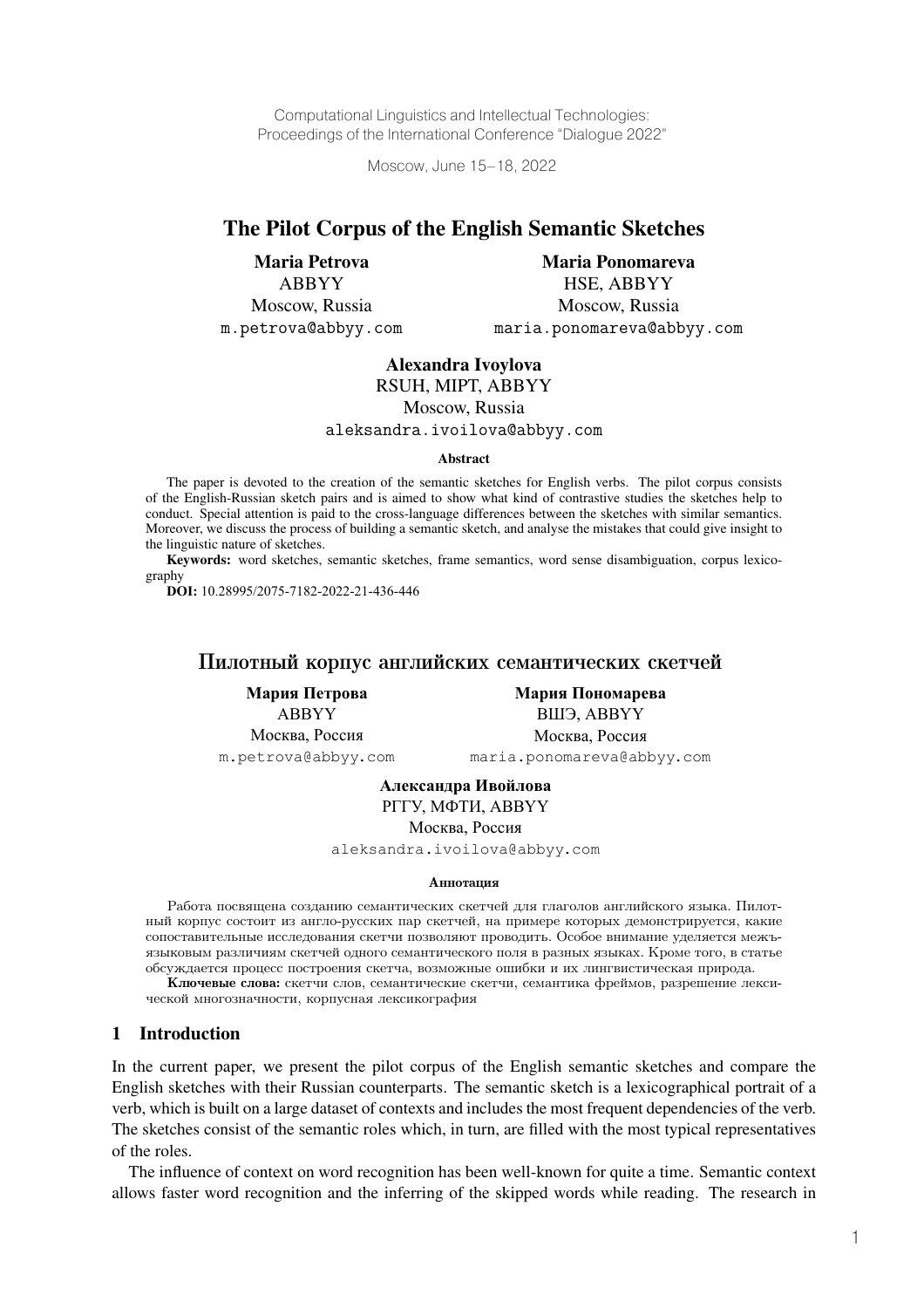Computational Linguistics and Intellectual Technologies:
Proceedings of the International Conference "Dialogue 2022"

Moscow, June 15–18, 2022

# The Pilot Corpus of the English Semantic Sketches

**Maria Petrova**
ABBYY
Moscow, Russia
m.petrova@abbyy.com

**Maria Ponomareva**
HSE, ABBYY
Moscow, Russia
maria.ponomareva@abbyy.com

**Alexandra Ivoylova**
RSUH, MIPT, ABBYY
Moscow, Russia
aleksandra.ivoilova@abbyy.com

**Abstract**

The paper is devoted to the creation of the semantic sketches for English verbs. The pilot corpus consists of the English-Russian sketch pairs and is aimed to show what kind of contrastive studies the sketches help to conduct. Special attention is paid to the cross-language differences between the sketches with similar semantics. Moreover, we discuss the process of building a semantic sketch, and analyse the mistakes that could give insight to the linguistic nature of sketches.

**Keywords:** word sketches, semantic sketches, frame semantics, word sense disambiguation, corpus lexicography

**DOI:** 10.28995/2075-7182-2022-21-436-446

# Пилотный корпус английских семантических скетчей

**Мария Петрова**
ABBYY
Москва, Россия
m.petrova@abbyy.com

**Мария Пономарева**
ВШЭ, ABBYY
Москва, Россия
maria.ponomareva@abbyy.com

**Александра Ивойлова**
РГГУ, МФТИ, ABBYY
Москва, Россия
aleksandra.ivoilova@abbyy.com

**Аннотация**

Работа посвящена созданию семантических скетчей для глаголов английского языка. Пилотный корпус состоит из англо-русских пар скетчей, на примере которых демонстрируется, какие сопоставительные исследования скетчи позволяют проводить. Особое внимание уделяется межъязыковым различиям скетчей одного семантического поля в разных языках. Кроме того, в статье обсуждается процесс построения скетча, возможные ошибки и их лингвистическая природа.

**Ключевые слова:** скетчи слов, семантические скетчи, семантика фреймов, разрешение лексической многозначности, корпусная лексикография

## 1 Introduction

In the current paper, we present the pilot corpus of the English semantic sketches and compare the English sketches with their Russian counterparts. The semantic sketch is a lexicographical portrait of a verb, which is built on a large dataset of contexts and includes the most frequent dependencies of the verb. The sketches consist of the semantic roles which, in turn, are filled with the most typical representatives of the roles.

The influence of context on word recognition has been well-known for quite a time. Semantic context allows faster word recognition and the inferring of the skipped words while reading. The research in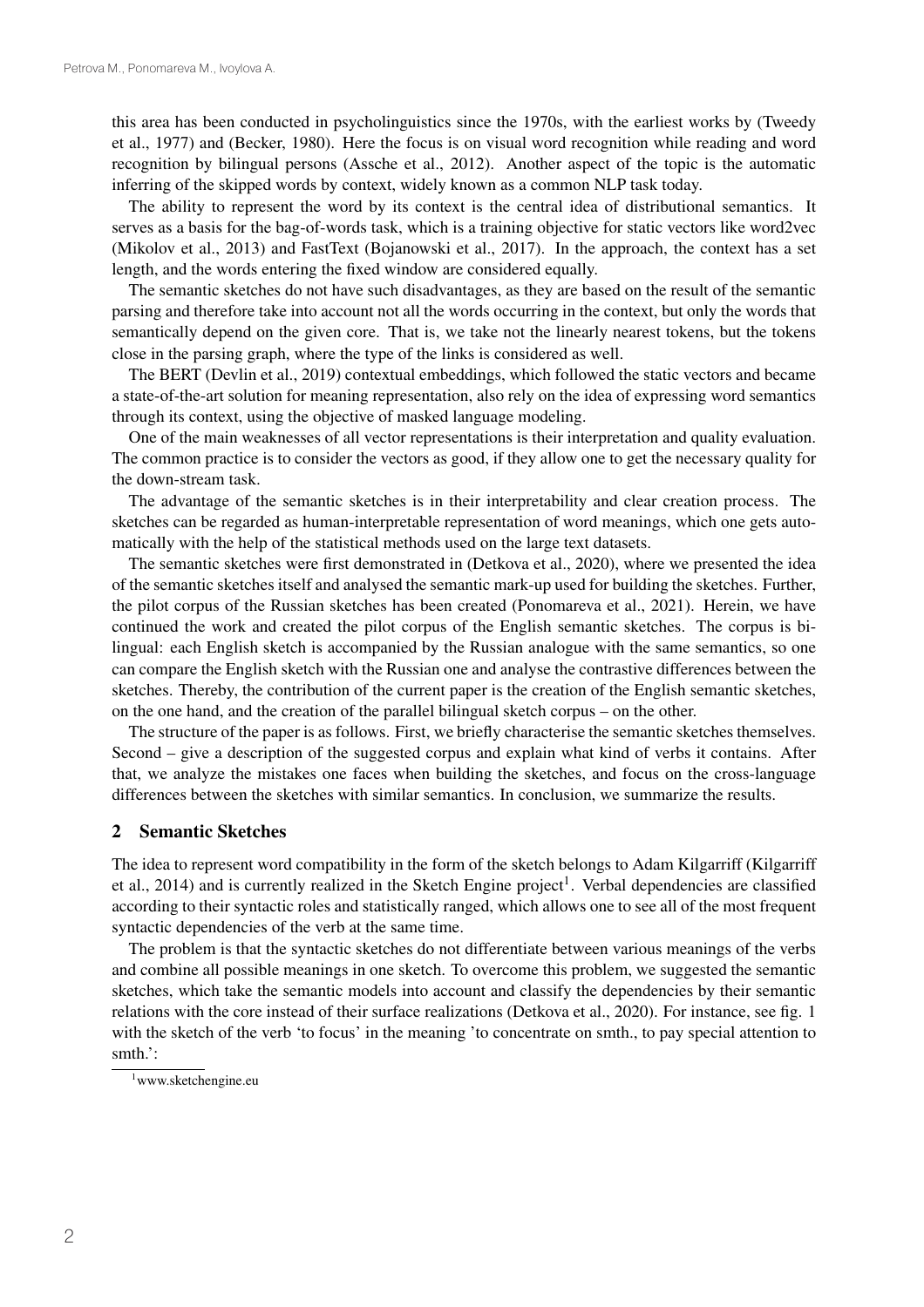this area has been conducted in psycholinguistics since the 1970s, with the earliest works by (Tweedy et al., 1977) and (Becker, 1980). Here the focus is on visual word recognition while reading and word recognition by bilingual persons (Assche et al., 2012). Another aspect of the topic is the automatic inferring of the skipped words by context, widely known as a common NLP task today.

The ability to represent the word by its context is the central idea of distributional semantics. It serves as a basis for the bag-of-words task, which is a training objective for static vectors like word2vec (Mikolov et al., 2013) and FastText (Bojanowski et al., 2017). In the approach, the context has a set length, and the words entering the fixed window are considered equally.

The semantic sketches do not have such disadvantages, as they are based on the result of the semantic parsing and therefore take into account not all the words occurring in the context, but only the words that semantically depend on the given core. That is, we take not the linearly nearest tokens, but the tokens close in the parsing graph, where the type of the links is considered as well.

The BERT (Devlin et al., 2019) contextual embeddings, which followed the static vectors and became a state-of-the-art solution for meaning representation, also rely on the idea of expressing word semantics through its context, using the objective of masked language modeling.

One of the main weaknesses of all vector representations is their interpretation and quality evaluation. The common practice is to consider the vectors as good, if they allow one to get the necessary quality for the down-stream task.

The advantage of the semantic sketches is in their interpretability and clear creation process. The sketches can be regarded as human-interpretable representation of word meanings, which one gets automatically with the help of the statistical methods used on the large text datasets.

The semantic sketches were first demonstrated in (Detkova et al., 2020), where we presented the idea of the semantic sketches itself and analysed the semantic mark-up used for building the sketches. Further, the pilot corpus of the Russian sketches has been created (Ponomareva et al., 2021). Herein, we have continued the work and created the pilot corpus of the English semantic sketches. The corpus is bilingual: each English sketch is accompanied by the Russian analogue with the same semantics, so one can compare the English sketch with the Russian one and analyse the contrastive differences between the sketches. Thereby, the contribution of the current paper is the creation of the English semantic sketches, on the one hand, and the creation of the parallel bilingual sketch corpus – on the other.

The structure of the paper is as follows. First, we briefly characterise the semantic sketches themselves. Second – give a description of the suggested corpus and explain what kind of verbs it contains. After that, we analyze the mistakes one faces when building the sketches, and focus on the cross-language differences between the sketches with similar semantics. In conclusion, we summarize the results.

## 2 Semantic Sketches

The idea to represent word compatibility in the form of the sketch belongs to Adam Kilgarriff (Kilgarriff et al., 2014) and is currently realized in the Sketch Engine project[1]. Verbal dependencies are classified according to their syntactic roles and statistically ranged, which allows one to see all of the most frequent syntactic dependencies of the verb at the same time.

The problem is that the syntactic sketches do not differentiate between various meanings of the verbs and combine all possible meanings in one sketch. To overcome this problem, we suggested the semantic sketches, which take the semantic models into account and classify the dependencies by their semantic relations with the core instead of their surface realizations (Detkova et al., 2020). For instance, see fig. 1 with the sketch of the verb 'to focus' in the meaning 'to concentrate on smth., to pay special attention to smth.':

[1] www.sketchengine.eu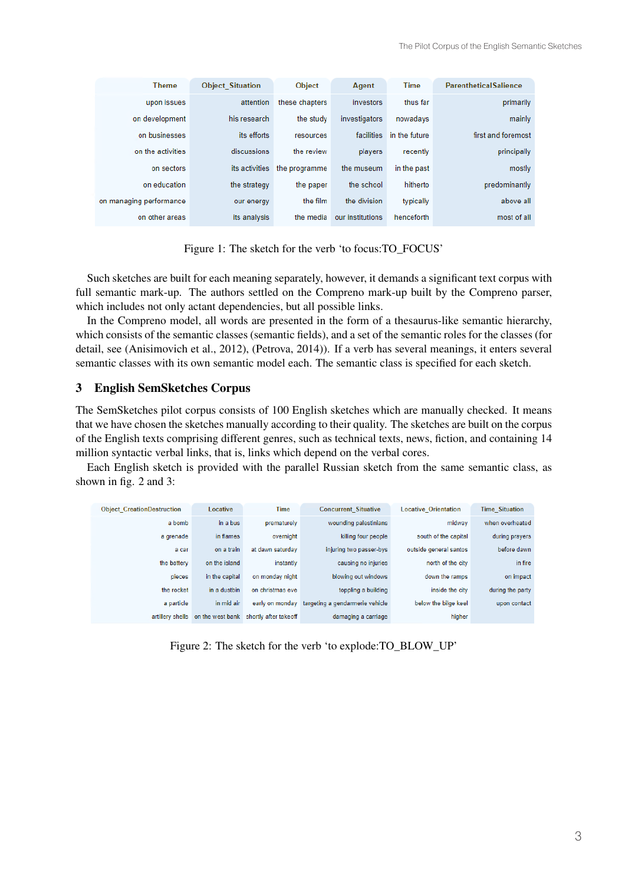| Theme | Object_Situation | Object | Agent | Time | ParentheticalSalience |
|---|---|---|---|---|---|
| upon issues | attention | these chapters | investors | thus far | primarily |
| on development | his research | the study | investigators | nowadays | mainly |
| on businesses | its efforts | resources | facilities | in the future | first and foremost |
| on the activities | discussions | the review | players | recently | principally |
| on sectors | its activities | the programme | the museum | in the past | mostly |
| on education | the strategy | the paper | the school | hitherto | predominantly |
| on managing performance | our energy | the film | the division | typically | above all |
| on other areas | its analysis | the media | our institutions | henceforth | most of all |

Figure 1: The sketch for the verb 'to focus:TO_FOCUS'

Such sketches are built for each meaning separately, however, it demands a significant text corpus with full semantic mark-up. The authors settled on the Compreno mark-up built by the Compreno parser, which includes not only actant dependencies, but all possible links.

In the Compreno model, all words are presented in the form of a thesaurus-like semantic hierarchy, which consists of the semantic classes (semantic fields), and a set of the semantic roles for the classes (for detail, see (Anisimovich et al., 2012), (Petrova, 2014)). If a verb has several meanings, it enters several semantic classes with its own semantic model each. The semantic class is specified for each sketch.

## 3 English SemSketches Corpus

The SemSketches pilot corpus consists of 100 English sketches which are manually checked. It means that we have chosen the sketches manually according to their quality. The sketches are built on the corpus of the English texts comprising different genres, such as technical texts, news, fiction, and containing 14 million syntactic verbal links, that is, links which depend on the verbal cores.

Each English sketch is provided with the parallel Russian sketch from the same semantic class, as shown in fig. 2 and 3:

| Object_CreationDestruction | Locative | Time | Concurrent_Situative | Locative_Orientation | Time_Situation |
|---|---|---|---|---|---|
| a bomb | in a bus | prematurely | wounding palestinians | midway | when overheated |
| a grenade | in flames | overnight | killing four people | south of the capital | during prayers |
| a car | on a train | at dawn saturday | injuring two passer-bys | outside general santos | before dawn |
| the battery | on the island | instantly | causing no injuries | north of the city | in fire |
| pieces | in the capital | on monday night | blowing out windows | down the ramps | on impact |
| the rocket | in a dustbin | on christmas eve | toppling a building | inside the city | during the party |
| a particle | in mid air | early on monday | targeting a gendarmerie vehicle | below the bilge keel | upon contact |
| artillery shells | on the west bank | shortly after takeoff | damaging a carriage | higher | |

Figure 2: The sketch for the verb 'to explode:TO_BLOW_UP'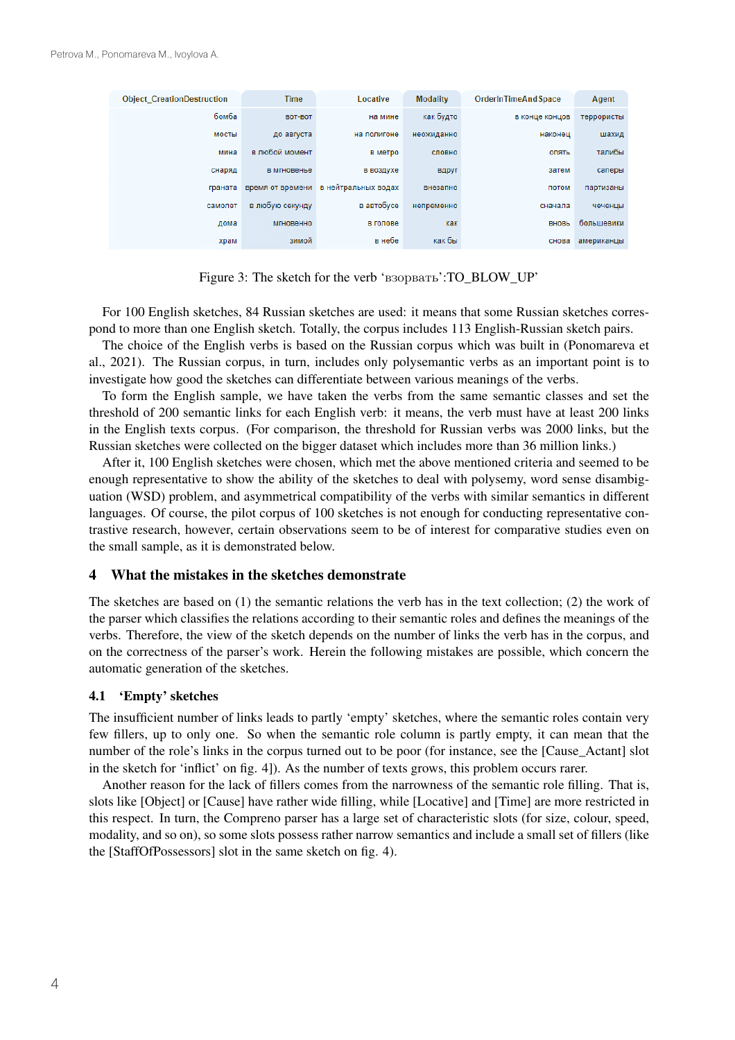| Object_CreationDestruction | Time | Locative | Modality | OrderInTimeAndSpace | Agent |
|---|---|---|---|---|---|
| бомба | вот-вот | на мине | как будто | в конце концов | террористы |
| мосты | до августа | на полигоне | неожиданно | наконец | шахид |
| мина | в любой момент | в метро | словно | опять | талибы |
| снаряд | в мгновенье | в воздухе | вдруг | затем | саперы |
| граната | время от времени | в нейтральных водах | внезапно | потом | партизаны |
| самолет | в любую секунду | в автобусе | непременно | сначала | чеченцы |
| дома | мгновенно | в голове | как | вновь | большевики |
| храм | зимой | в небе | как бы | снова | американцы |

Figure 3: The sketch for the verb 'взорвать':TO_BLOW_UP'

For 100 English sketches, 84 Russian sketches are used: it means that some Russian sketches correspond to more than one English sketch. Totally, the corpus includes 113 English-Russian sketch pairs.

The choice of the English verbs is based on the Russian corpus which was built in (Ponomareva et al., 2021). The Russian corpus, in turn, includes only polysemantic verbs as an important point is to investigate how good the sketches can differentiate between various meanings of the verbs.

To form the English sample, we have taken the verbs from the same semantic classes and set the threshold of 200 semantic links for each English verb: it means, the verb must have at least 200 links in the English texts corpus. (For comparison, the threshold for Russian verbs was 2000 links, but the Russian sketches were collected on the bigger dataset which includes more than 36 million links.)

After it, 100 English sketches were chosen, which met the above mentioned criteria and seemed to be enough representative to show the ability of the sketches to deal with polysemy, word sense disambiguation (WSD) problem, and asymmetrical compatibility of the verbs with similar semantics in different languages. Of course, the pilot corpus of 100 sketches is not enough for conducting representative contrastive research, however, certain observations seem to be of interest for comparative studies even on the small sample, as it is demonstrated below.

## 4 What the mistakes in the sketches demonstrate

The sketches are based on (1) the semantic relations the verb has in the text collection; (2) the work of the parser which classifies the relations according to their semantic roles and defines the meanings of the verbs. Therefore, the view of the sketch depends on the number of links the verb has in the corpus, and on the correctness of the parser's work. Herein the following mistakes are possible, which concern the automatic generation of the sketches.

### 4.1 'Empty' sketches

The insufficient number of links leads to partly 'empty' sketches, where the semantic roles contain very few fillers, up to only one. So when the semantic role column is partly empty, it can mean that the number of the role's links in the corpus turned out to be poor (for instance, see the [Cause_Actant] slot in the sketch for 'inflict' on fig. 4]). As the number of texts grows, this problem occurs rarer.

Another reason for the lack of fillers comes from the narrowness of the semantic role filling. That is, slots like [Object] or [Cause] have rather wide filling, while [Locative] and [Time] are more restricted in this respect. In turn, the Compreno parser has a large set of characteristic slots (for size, colour, speed, modality, and so on), so some slots possess rather narrow semantics and include a small set of fillers (like the [StaffOfPossessors] slot in the same sketch on fig. 4).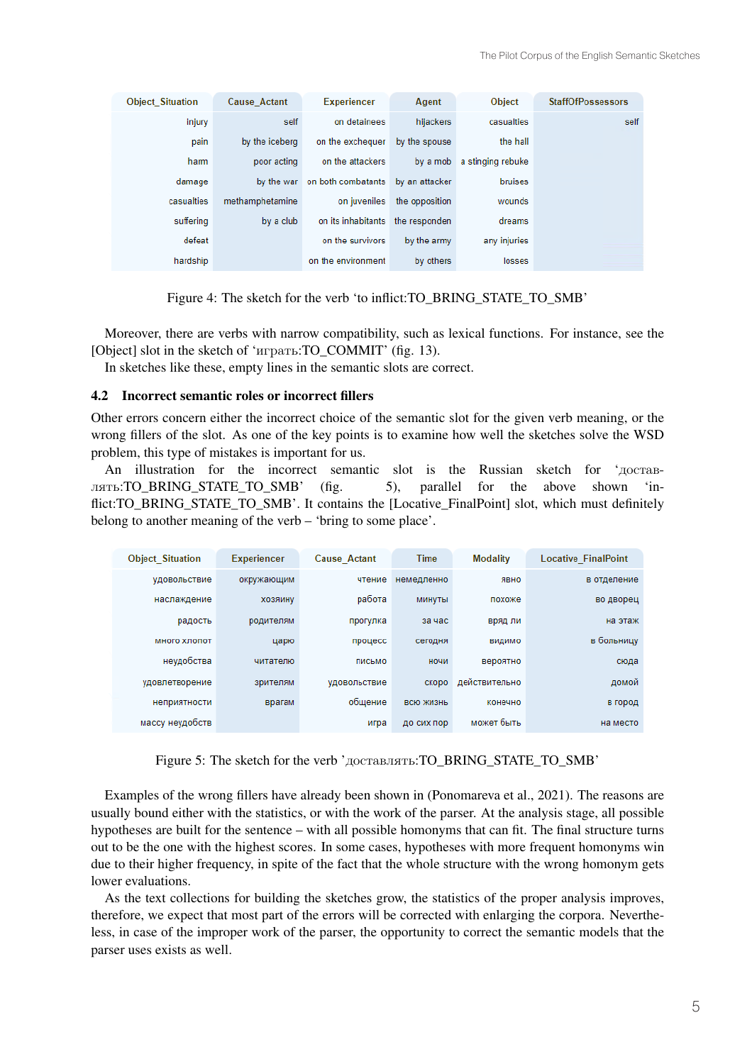| Object_Situation | Cause_Actant | Experiencer | Agent | Object | StaffOfPossessors |
|---|---|---|---|---|---|
| injury | self | on detainees | hijackers | casualties | self |
| pain | by the iceberg | on the exchequer | by the spouse | the hall | |
| harm | poor acting | on the attackers | by a mob | a stinging rebuke | |
| damage | by the war | on both combatants | by an attacker | bruises | |
| casualties | methamphetamine | on juveniles | the opposition | wounds | |
| suffering | by a club | on its inhabitants | the responden | dreams | |
| defeat | | on the survivors | by the army | any injuries | |
| hardship | | on the environment | by others | losses | |

Figure 4: The sketch for the verb 'to inflict:TO_BRING_STATE_TO_SMB'

Moreover, there are verbs with narrow compatibility, such as lexical functions. For instance, see the [Object] slot in the sketch of 'играть:TO_COMMIT' (fig. 13).

In sketches like these, empty lines in the semantic slots are correct.

## 4.2 Incorrect semantic roles or incorrect fillers

Other errors concern either the incorrect choice of the semantic slot for the given verb meaning, or the wrong fillers of the slot. As one of the key points is to examine how well the sketches solve the WSD problem, this type of mistakes is important for us.

An illustration for the incorrect semantic slot is the Russian sketch for 'доставлять:TO_BRING_STATE_TO_SMB' (fig. 5), parallel for the above shown 'inflict:TO_BRING_STATE_TO_SMB'. It contains the [Locative_FinalPoint] slot, which must definitely belong to another meaning of the verb – 'bring to some place'.

| Object_Situation | Experiencer | Cause_Actant | Time | Modality | Locative_FinalPoint |
|---|---|---|---|---|---|
| удовольствие | окружающим | чтение | немедленно | явно | в отделение |
| наслаждение | хозяину | работа | минуты | похоже | во дворец |
| радость | родителям | прогулка | за час | вряд ли | на этаж |
| много хлопот | царю | процесс | сегодня | видимо | в больницу |
| неудобства | читателю | письмо | ночи | вероятно | сюда |
| удовлетворение | зрителям | удовольствие | скоро | действительно | домой |
| неприятности | врагам | общение | всю жизнь | конечно | в город |
| массу неудобств | | игра | до сих пор | может быть | на место |

Figure 5: The sketch for the verb 'доставлять:TO_BRING_STATE_TO_SMB'

Examples of the wrong fillers have already been shown in (Ponomareva et al., 2021). The reasons are usually bound either with the statistics, or with the work of the parser. At the analysis stage, all possible hypotheses are built for the sentence – with all possible homonyms that can fit. The final structure turns out to be the one with the highest scores. In some cases, hypotheses with more frequent homonyms win due to their higher frequency, in spite of the fact that the whole structure with the wrong homonym gets lower evaluations.

As the text collections for building the sketches grow, the statistics of the proper analysis improves, therefore, we expect that most part of the errors will be corrected with enlarging the corpora. Nevertheless, in case of the improper work of the parser, the opportunity to correct the semantic models that the parser uses exists as well.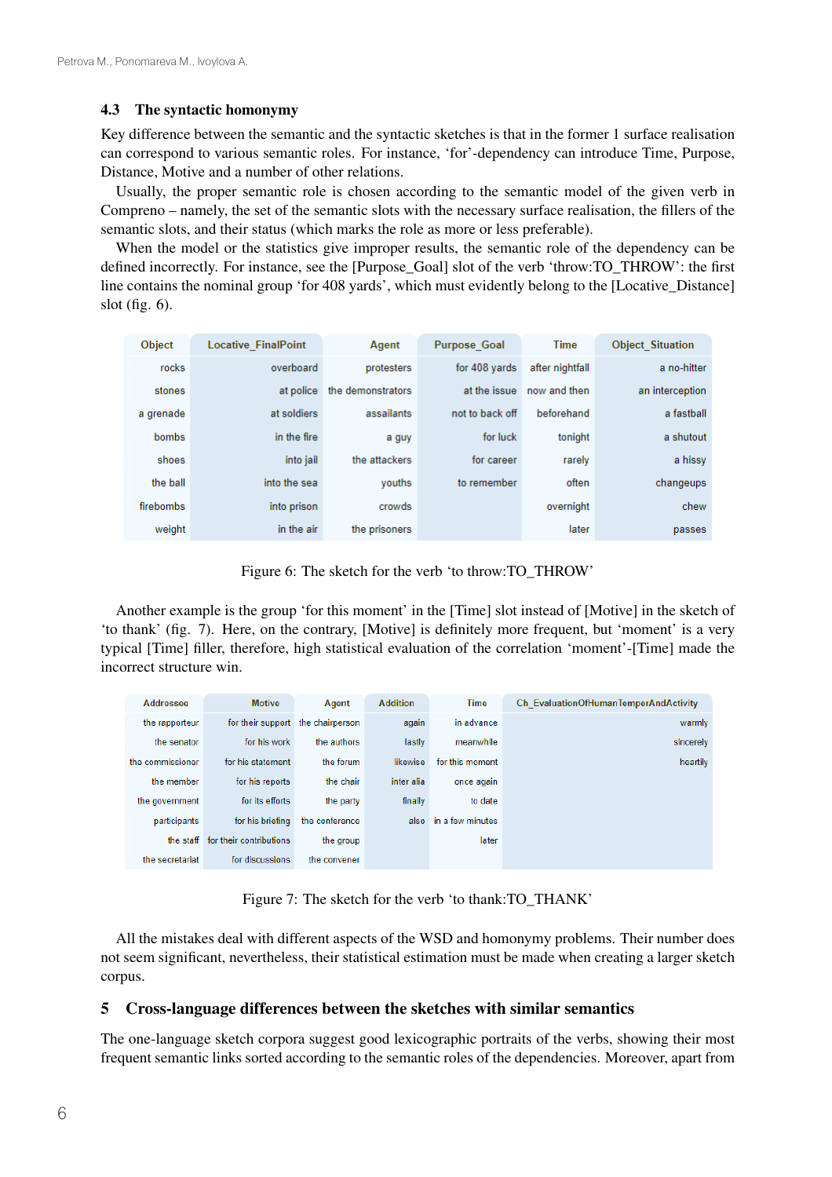### 4.3 The syntactic homonymy

Key difference between the semantic and the syntactic sketches is that in the former 1 surface realisation can correspond to various semantic roles. For instance, 'for'-dependency can introduce Time, Purpose, Distance, Motive and a number of other relations.

Usually, the proper semantic role is chosen according to the semantic model of the given verb in Compreno – namely, the set of the semantic slots with the necessary surface realisation, the fillers of the semantic slots, and their status (which marks the role as more or less preferable).

When the model or the statistics give improper results, the semantic role of the dependency can be defined incorrectly. For instance, see the [Purpose_Goal] slot of the verb 'throw:TO_THROW': the first line contains the nominal group 'for 408 yards', which must evidently belong to the [Locative_Distance] slot (fig. 6).

| Object | Locative_FinalPoint | Agent | Purpose_Goal | Time | Object_Situation |
|---|---|---|---|---|---|
| rocks | overboard | protesters | for 408 yards | after nightfall | a no-hitter |
| stones | at police | the demonstrators | at the issue | now and then | an interception |
| a grenade | at soldiers | assailants | not to back off | beforehand | a fastball |
| bombs | in the fire | a guy | for luck | tonight | a shutout |
| shoes | into jail | the attackers | for career | rarely | a hissy |
| the ball | into the sea | youths | to remember | often | changeups |
| firebombs | into prison | crowds | | overnight | chew |
| weight | in the air | the prisoners | | later | passes |

Figure 6: The sketch for the verb 'to throw:TO_THROW'

Another example is the group 'for this moment' in the [Time] slot instead of [Motive] in the sketch of 'to thank' (fig. 7). Here, on the contrary, [Motive] is definitely more frequent, but 'moment' is a very typical [Time] filler, therefore, high statistical evaluation of the correlation 'moment'-[Time] made the incorrect structure win.

| Addressee | Motive | Agent | Addition | Time | Ch_EvaluationOfHumanTemperAndActivity |
|---|---|---|---|---|---|
| the rapporteur | for their support | the chairperson | again | in advance | warmly |
| the senator | for his work | the authors | lastly | meanwhile | sincerely |
| the commissioner | for his statement | the forum | likewise | for this moment | heartily |
| the member | for his reports | the chair | inter alia | once again | |
| the government | for its efforts | the party | finally | to date | |
| participants | for his briefing | the conference | also | in a few minutes | |
| the staff | for their contributions | the group | | later | |
| the secretariat | for discussions | the convener | | | |

Figure 7: The sketch for the verb 'to thank:TO_THANK'

All the mistakes deal with different aspects of the WSD and homonymy problems. Their number does not seem significant, nevertheless, their statistical estimation must be made when creating a larger sketch corpus.

## 5 Cross-language differences between the sketches with similar semantics

The one-language sketch corpora suggest good lexicographic portraits of the verbs, showing their most frequent semantic links sorted according to the semantic roles of the dependencies. Moreover, apart from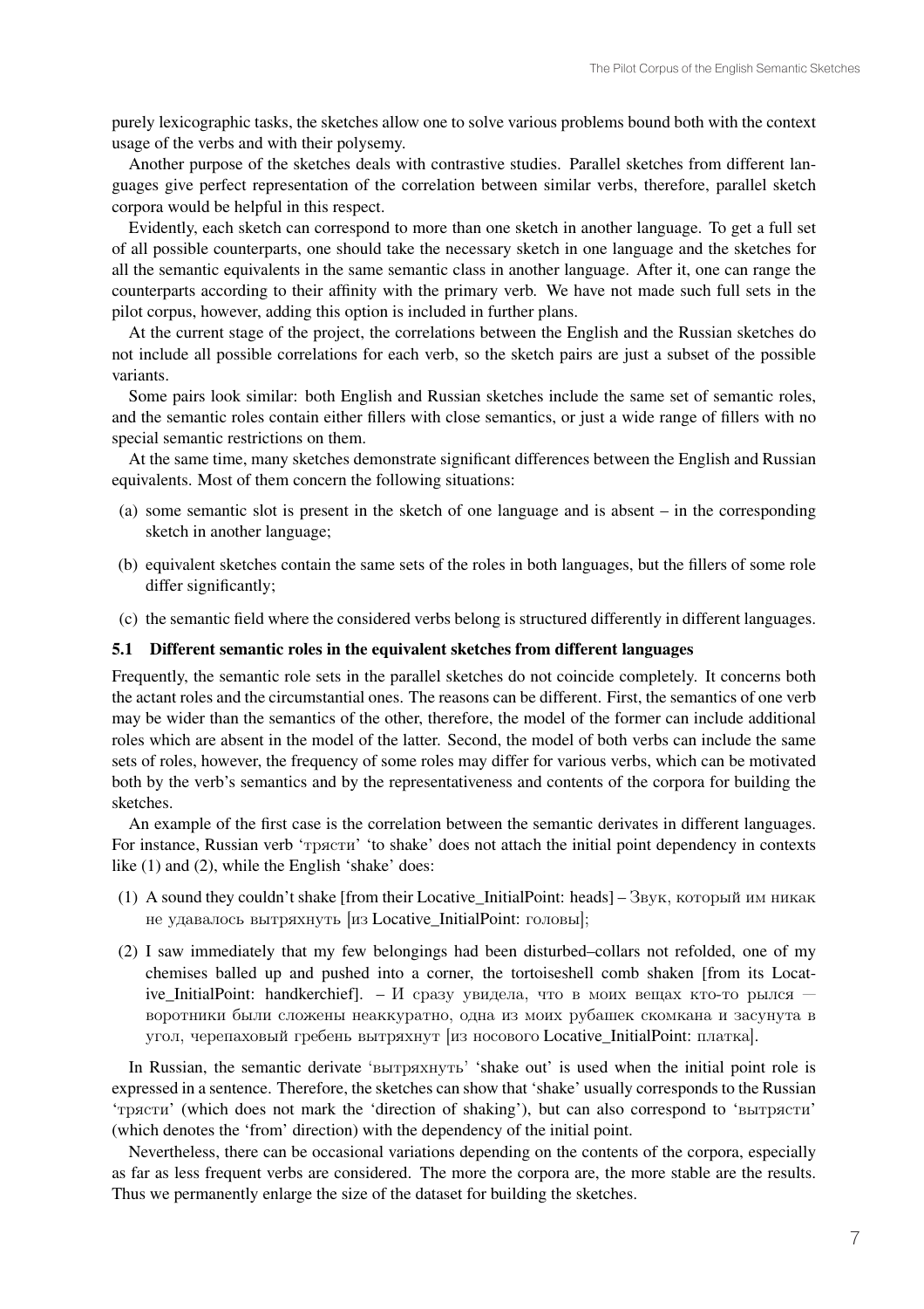purely lexicographic tasks, the sketches allow one to solve various problems bound both with the context usage of the verbs and with their polysemy.

Another purpose of the sketches deals with contrastive studies. Parallel sketches from different languages give perfect representation of the correlation between similar verbs, therefore, parallel sketch corpora would be helpful in this respect.

Evidently, each sketch can correspond to more than one sketch in another language. To get a full set of all possible counterparts, one should take the necessary sketch in one language and the sketches for all the semantic equivalents in the same semantic class in another language. After it, one can range the counterparts according to their affinity with the primary verb. We have not made such full sets in the pilot corpus, however, adding this option is included in further plans.

At the current stage of the project, the correlations between the English and the Russian sketches do not include all possible correlations for each verb, so the sketch pairs are just a subset of the possible variants.

Some pairs look similar: both English and Russian sketches include the same set of semantic roles, and the semantic roles contain either fillers with close semantics, or just a wide range of fillers with no special semantic restrictions on them.

At the same time, many sketches demonstrate significant differences between the English and Russian equivalents. Most of them concern the following situations:

(a) some semantic slot is present in the sketch of one language and is absent – in the corresponding sketch in another language;

(b) equivalent sketches contain the same sets of the roles in both languages, but the fillers of some role differ significantly;

(c) the semantic field where the considered verbs belong is structured differently in different languages.

### 5.1 Different semantic roles in the equivalent sketches from different languages

Frequently, the semantic role sets in the parallel sketches do not coincide completely. It concerns both the actant roles and the circumstantial ones. The reasons can be different. First, the semantics of one verb may be wider than the semantics of the other, therefore, the model of the former can include additional roles which are absent in the model of the latter. Second, the model of both verbs can include the same sets of roles, however, the frequency of some roles may differ for various verbs, which can be motivated both by the verb's semantics and by the representativeness and contents of the corpora for building the sketches.

An example of the first case is the correlation between the semantic derivates in different languages. For instance, Russian verb 'трясти' 'to shake' does not attach the initial point dependency in contexts like (1) and (2), while the English 'shake' does:

(1) A sound they couldn't shake [from their Locative_InitialPoint: heads] – Звук, который им никак не удавалось вытряхнуть [из Locative_InitialPoint: головы];

(2) I saw immediately that my few belongings had been disturbed–collars not refolded, one of my chemises balled up and pushed into a corner, the tortoiseshell comb shaken [from its Locative_InitialPoint: handkerchief]. – И сразу увидела, что в моих вещах кто-то рылся — воротники были сложены неаккуратно, одна из моих рубашек скомкана и засунута в угол, черепаховый гребень вытряхнут [из носового Locative_InitialPoint: платка].

In Russian, the semantic derivate 'вытряхнуть' 'shake out' is used when the initial point role is expressed in a sentence. Therefore, the sketches can show that 'shake' usually corresponds to the Russian 'трясти' (which does not mark the 'direction of shaking'), but can also correspond to 'вытрясти' (which denotes the 'from' direction) with the dependency of the initial point.

Nevertheless, there can be occasional variations depending on the contents of the corpora, especially as far as less frequent verbs are considered. The more the corpora are, the more stable are the results. Thus we permanently enlarge the size of the dataset for building the sketches.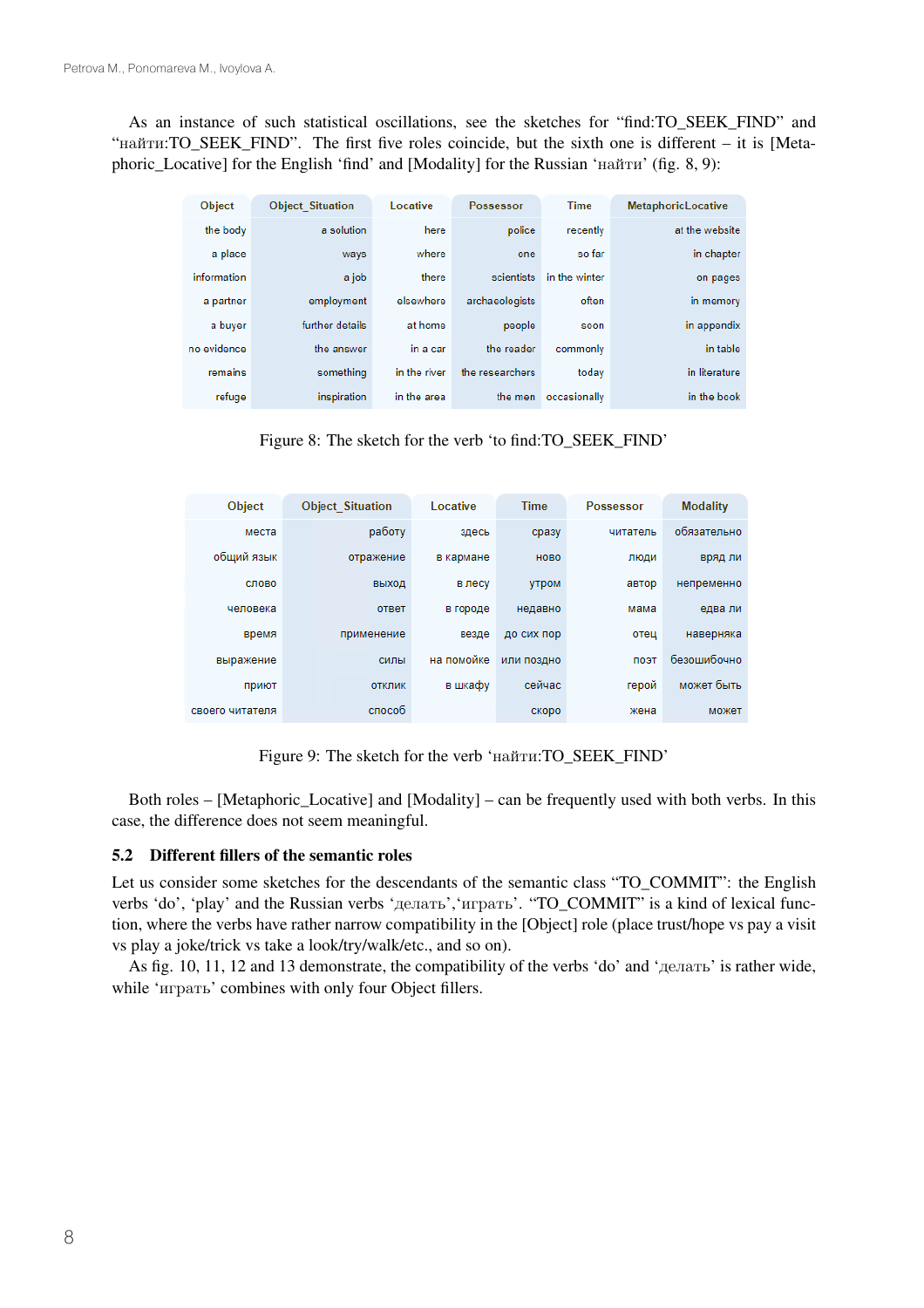As an instance of such statistical oscillations, see the sketches for "find:TO_SEEK_FIND" and "найти:TO_SEEK_FIND". The first five roles coincide, but the sixth one is different – it is [Metaphoric_Locative] for the English 'find' and [Modality] for the Russian 'найти' (fig. 8, 9):

| Object | Object_Situation | Locative | Possessor | Time | MetaphoricLocative |
|---|---|---|---|---|---|
| the body | a solution | here | police | recently | at the website |
| a place | ways | where | one | so far | in chapter |
| information | a job | there | scientists | in the winter | on pages |
| a partner | employment | elsewhere | archaeologists | often | in memory |
| a buyer | further details | at home | people | soon | in appendix |
| no evidence | the answer | in a car | the reader | commonly | in table |
| remains | something | in the river | the researchers | today | in literature |
| refuge | inspiration | in the area | the men | occasionally | in the book |

Figure 8: The sketch for the verb 'to find:TO_SEEK_FIND'

| Object | Object_Situation | Locative | Time | Possessor | Modality |
|---|---|---|---|---|---|
| места | работу | здесь | сразу | читатель | обязательно |
| общий язык | отражение | в кармане | ново | люди | вряд ли |
| слово | выход | в лесу | утром | автор | непременно |
| человека | ответ | в городе | недавно | мама | едва ли |
| время | применение | везде | до сих пор | отец | наверняка |
| выражение | силы | на помойке | или поздно | поэт | безошибочно |
| приют | отклик | в шкафу | сейчас | герой | может быть |
| своего читателя | способ | | скоро | жена | может |

Figure 9: The sketch for the verb 'найти:TO_SEEK_FIND'

Both roles – [Metaphoric_Locative] and [Modality] – can be frequently used with both verbs. In this case, the difference does not seem meaningful.

### 5.2 Different fillers of the semantic roles

Let us consider some sketches for the descendants of the semantic class "TO_COMMIT": the English verbs 'do', 'play' and the Russian verbs 'делать','играть'. "TO_COMMIT" is a kind of lexical function, where the verbs have rather narrow compatibility in the [Object] role (place trust/hope vs pay a visit vs play a joke/trick vs take a look/try/walk/etc., and so on).

As fig. 10, 11, 12 and 13 demonstrate, the compatibility of the verbs 'do' and 'делать' is rather wide, while 'играть' combines with only four Object fillers.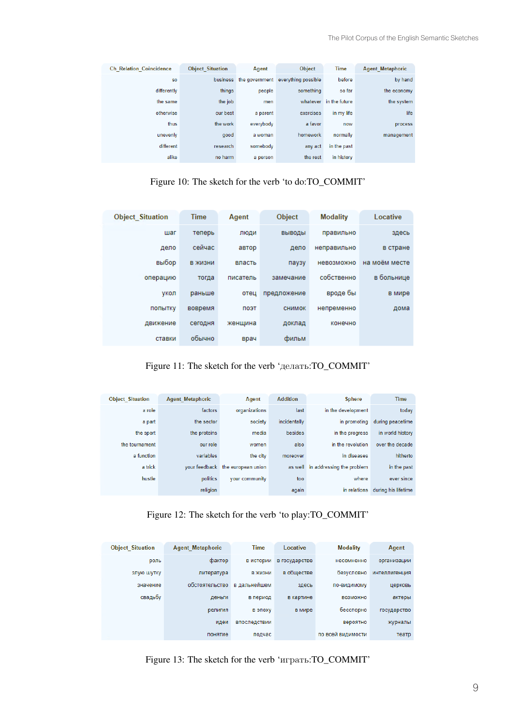| Ch_Relation_Coincidence | Object_Situation | Agent | Object | Time | Agent_Metaphoric |
|---|---|---|---|---|---|
| so | business | the government | everything possible | before | by hand |
| differently | things | people | something | so far | the economy |
| the same | the job | men | whatever | in the future | the system |
| otherwise | our best | a parent | exercises | in my life | life |
| thus | the work | everybody | a favor | now | process |
| unevenly | good | a woman | homework | normally | management |
| different | research | somebody | any act | in the past | |
| alike | no harm | a person | the rest | in history | |

Figure 10: The sketch for the verb 'to do:TO_COMMIT'

| Object_Situation | Time | Agent | Object | Modality | Locative |
|---|---|---|---|---|---|
| шаг | теперь | люди | выводы | правильно | здесь |
| дело | сейчас | автор | дело | неправильно | в стране |
| выбор | в жизни | власть | паузу | невозможно | на моём месте |
| операцию | тогда | писатель | замечание | собственно | в больнице |
| укол | раньше | отец | предложение | вроде бы | в мире |
| попытку | вовремя | поэт | снимок | непременно | дома |
| движение | сегодня | женщина | доклад | конечно | |
| ставки | обычно | врач | фильм | | |

Figure 11: The sketch for the verb 'делать:TO_COMMIT'

| Object_Situation | Agent_Metaphoric | Agent | Addition | Sphere | Time |
|---|---|---|---|---|---|
| a role | factors | organizations | last | in the development | today |
| a part | the sector | society | incidentally | in promoting | during peacetime |
| the sport | the proteins | media | besides | in the progress | in world history |
| the tournament | our role | women | also | in the revolution | over the decade |
| a function | variables | the city | moreover | in diseases | hitherto |
| a trick | your feedback | the european union | as well | in addressing the problem | in the past |
| hustle | politics | your community | too | where | ever since |
| | religion | | again | in relations | during his lifetime |

Figure 12: The sketch for the verb 'to play:TO_COMMIT'

| Object_Situation | Agent_Metaphoric | Time | Locative | Modality | Agent |
|---|---|---|---|---|---|
| роль | фактор | в истории | в государстве | несомненно | организации |
| злую шутку | литература | в жизни | в обществе | безусловно | интеллигенция |
| значение | обстоятельство | в дальнейшем | здесь | по-видимому | церковь |
| свадьбу | деньги | в период | в картине | возможно | актеры |
| | религия | в эпоху | в мире | бесспорно | государство |
| | идеи | впоследствии | | вероятно | журналы |
| | понятие | подчас | | по всей видимости | театр |

Figure 13: The sketch for the verb 'играть:TO_COMMIT'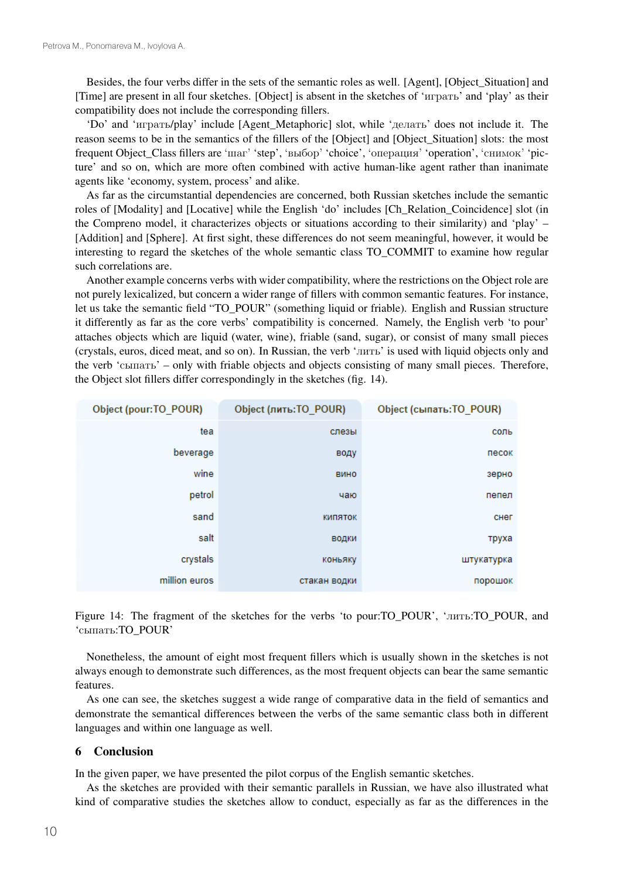Besides, the four verbs differ in the sets of the semantic roles as well. [Agent], [Object_Situation] and [Time] are present in all four sketches. [Object] is absent in the sketches of 'играть' and 'play' as their compatibility does not include the corresponding fillers.

'Do' and 'играть/play' include [Agent_Metaphoric] slot, while 'делать' does not include it. The reason seems to be in the semantics of the fillers of the [Object] and [Object_Situation] slots: the most frequent Object_Class fillers are 'шаг' 'step', 'выбор' 'choice', 'операция' 'operation', 'снимок' 'picture' and so on, which are more often combined with active human-like agent rather than inanimate agents like 'economy, system, process' and alike.

As far as the circumstantial dependencies are concerned, both Russian sketches include the semantic roles of [Modality] and [Locative] while the English 'do' includes [Ch_Relation_Coincidence] slot (in the Compreno model, it characterizes objects or situations according to their similarity) and 'play' – [Addition] and [Sphere]. At first sight, these differences do not seem meaningful, however, it would be interesting to regard the sketches of the whole semantic class TO_COMMIT to examine how regular such correlations are.

Another example concerns verbs with wider compatibility, where the restrictions on the Object role are not purely lexicalized, but concern a wider range of fillers with common semantic features. For instance, let us take the semantic field "TO_POUR" (something liquid or friable). English and Russian structure it differently as far as the core verbs' compatibility is concerned. Namely, the English verb 'to pour' attaches objects which are liquid (water, wine), friable (sand, sugar), or consist of many small pieces (crystals, euros, diced meat, and so on). In Russian, the verb 'лить' is used with liquid objects only and the verb 'сыпать' – only with friable objects and objects consisting of many small pieces. Therefore, the Object slot fillers differ correspondingly in the sketches (fig. 14).

| Object (pour:TO_POUR) | Object (лить:TO_POUR) | Object (сыпать:TO_POUR) |
|---|---|---|
| tea | слезы | соль |
| beverage | воду | песок |
| wine | вино | зерно |
| petrol | чаю | пепел |
| sand | кипяток | снег |
| salt | водки | труха |
| crystals | коньяку | штукатурка |
| million euros | стакан водки | порошок |

Figure 14: The fragment of the sketches for the verbs 'to pour:TO_POUR', 'лить:TO_POUR, and 'сыпать:TO_POUR'

Nonetheless, the amount of eight most frequent fillers which is usually shown in the sketches is not always enough to demonstrate such differences, as the most frequent objects can bear the same semantic features.

As one can see, the sketches suggest a wide range of comparative data in the field of semantics and demonstrate the semantical differences between the verbs of the same semantic class both in different languages and within one language as well.

## 6 Conclusion

In the given paper, we have presented the pilot corpus of the English semantic sketches.

As the sketches are provided with their semantic parallels in Russian, we have also illustrated what kind of comparative studies the sketches allow to conduct, especially as far as the differences in the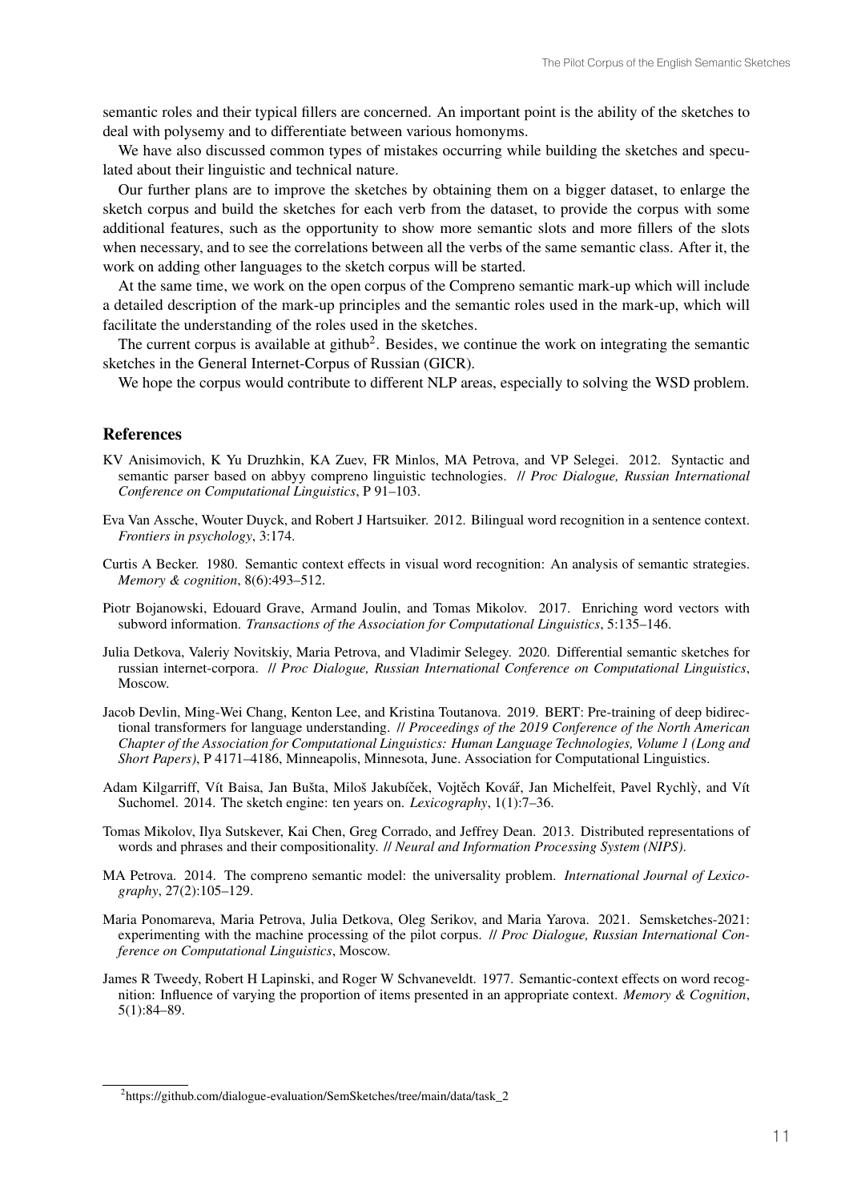semantic roles and their typical fillers are concerned. An important point is the ability of the sketches to deal with polysemy and to differentiate between various homonyms.

We have also discussed common types of mistakes occurring while building the sketches and speculated about their linguistic and technical nature.

Our further plans are to improve the sketches by obtaining them on a bigger dataset, to enlarge the sketch corpus and build the sketches for each verb from the dataset, to provide the corpus with some additional features, such as the opportunity to show more semantic slots and more fillers of the slots when necessary, and to see the correlations between all the verbs of the same semantic class. After it, the work on adding other languages to the sketch corpus will be started.

At the same time, we work on the open corpus of the Compreno semantic mark-up which will include a detailed description of the mark-up principles and the semantic roles used in the mark-up, which will facilitate the understanding of the roles used in the sketches.

The current corpus is available at github[2]. Besides, we continue the work on integrating the semantic sketches in the General Internet-Corpus of Russian (GICR).

We hope the corpus would contribute to different NLP areas, especially to solving the WSD problem.

## References

KV Anisimovich, K Yu Druzhkin, KA Zuev, FR Minlos, MA Petrova, and VP Selegei. 2012. Syntactic and semantic parser based on abbyy compreno linguistic technologies. // *Proc Dialogue, Russian International Conference on Computational Linguistics*, P 91–103.

Eva Van Assche, Wouter Duyck, and Robert J Hartsuiker. 2012. Bilingual word recognition in a sentence context. *Frontiers in psychology*, 3:174.

Curtis A Becker. 1980. Semantic context effects in visual word recognition: An analysis of semantic strategies. *Memory & cognition*, 8(6):493–512.

Piotr Bojanowski, Edouard Grave, Armand Joulin, and Tomas Mikolov. 2017. Enriching word vectors with subword information. *Transactions of the Association for Computational Linguistics*, 5:135–146.

Julia Detkova, Valeriy Novitskiy, Maria Petrova, and Vladimir Selegey. 2020. Differential semantic sketches for russian internet-corpora. // *Proc Dialogue, Russian International Conference on Computational Linguistics*, Moscow.

Jacob Devlin, Ming-Wei Chang, Kenton Lee, and Kristina Toutanova. 2019. BERT: Pre-training of deep bidirectional transformers for language understanding. // *Proceedings of the 2019 Conference of the North American Chapter of the Association for Computational Linguistics: Human Language Technologies, Volume 1 (Long and Short Papers)*, P 4171–4186, Minneapolis, Minnesota, June. Association for Computational Linguistics.

Adam Kilgarriff, Vít Baisa, Jan Bušta, Miloš Jakubíček, Vojtěch Kovář, Jan Michelfeit, Pavel Rychlỳ, and Vít Suchomel. 2014. The sketch engine: ten years on. *Lexicography*, 1(1):7–36.

Tomas Mikolov, Ilya Sutskever, Kai Chen, Greg Corrado, and Jeffrey Dean. 2013. Distributed representations of words and phrases and their compositionality. // *Neural and Information Processing System (NIPS)*.

MA Petrova. 2014. The compreno semantic model: the universality problem. *International Journal of Lexicography*, 27(2):105–129.

Maria Ponomareva, Maria Petrova, Julia Detkova, Oleg Serikov, and Maria Yarova. 2021. Semsketches-2021: experimenting with the machine processing of the pilot corpus. // *Proc Dialogue, Russian International Conference on Computational Linguistics*, Moscow.

James R Tweedy, Robert H Lapinski, and Roger W Schvaneveldt. 1977. Semantic-context effects on word recognition: Influence of varying the proportion of items presented in an appropriate context. *Memory & Cognition*, 5(1):84–89.

[2]https://github.com/dialogue-evaluation/SemSketches/tree/main/data/task_2